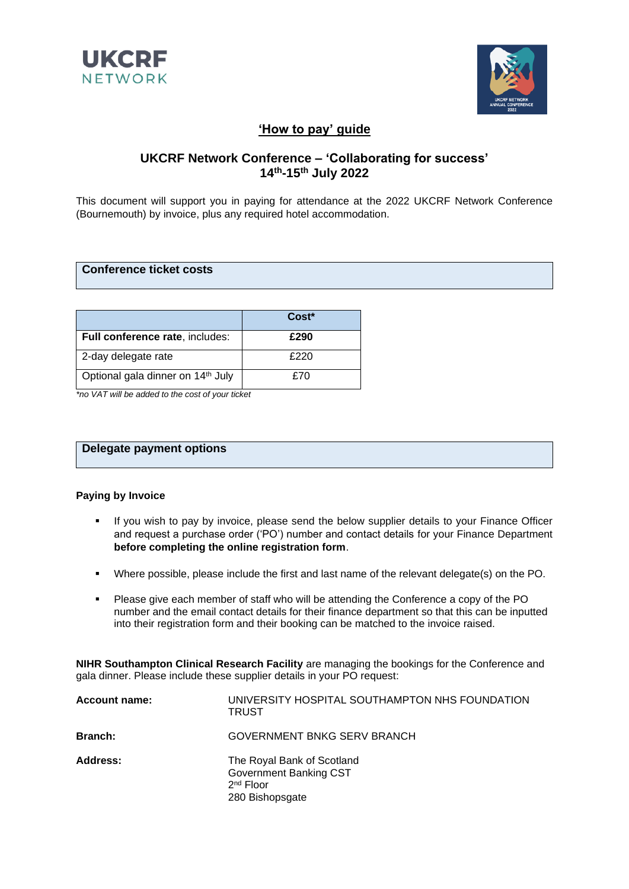UKCRF NETWORK

## 'How to pay' guide

## UKCRF Network Conference – 'Collaborating for success' 14th-15th July 2022

This document will support you in paying for attendance at the 2022 UKCRF Network Conference (Bournemouth) by invoice, plus any required hotel accommodation.

### Conference ticket costs

| | Cost* |
|---|---|
| **Full conference rate**, includes: | **£290** |
| 2-day delegate rate | £220 |
| Optional gala dinner on 14th July | £70 |

*\*no VAT will be added to the cost of your ticket*

### Delegate payment options

**Paying by Invoice**

- If you wish to pay by invoice, please send the below supplier details to your Finance Officer and request a purchase order ('PO') number and contact details for your Finance Department **before completing the online registration form**.
- Where possible, please include the first and last name of the relevant delegate(s) on the PO.
- Please give each member of staff who will be attending the Conference a copy of the PO number and the email contact details for their finance department so that this can be inputted into their registration form and their booking can be matched to the invoice raised.

**NIHR Southampton Clinical Research Facility** are managing the bookings for the Conference and gala dinner. Please include these supplier details in your PO request:

**Account name:** UNIVERSITY HOSPITAL SOUTHAMPTON NHS FOUNDATION TRUST

**Branch:** GOVERNMENT BNKG SERV BRANCH

**Address:** The Royal Bank of Scotland  
Government Banking CST  
2nd Floor  
280 Bishopsgate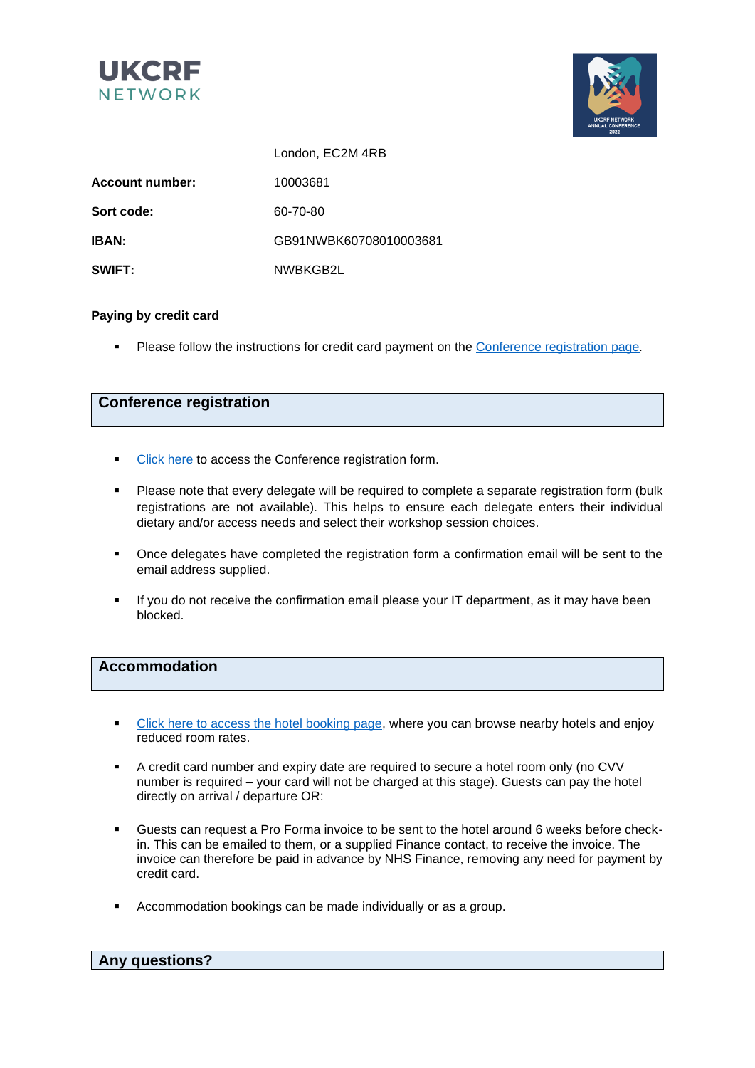| | |
|---|---|
| | London, EC2M 4RB |
| **Account number:** | 10003681 |
| **Sort code:** | 60-70-80 |
| **IBAN:** | GB91NWBK60708010003681 |
| **SWIFT:** | NWBKGB2L |

**Paying by credit card**

- Please follow the instructions for credit card payment on the Conference registration page.

## Conference registration

- Click here to access the Conference registration form.
- Please note that every delegate will be required to complete a separate registration form (bulk registrations are not available). This helps to ensure each delegate enters their individual dietary and/or access needs and select their workshop session choices.
- Once delegates have completed the registration form a confirmation email will be sent to the email address supplied.
- If you do not receive the confirmation email please your IT department, as it may have been blocked.

## Accommodation

- Click here to access the hotel booking page, where you can browse nearby hotels and enjoy reduced room rates.
- A credit card number and expiry date are required to secure a hotel room only (no CVV number is required – your card will not be charged at this stage). Guests can pay the hotel directly on arrival / departure OR:
- Guests can request a Pro Forma invoice to be sent to the hotel around 6 weeks before check-in. This can be emailed to them, or a supplied Finance contact, to receive the invoice. The invoice can therefore be paid in advance by NHS Finance, removing any need for payment by credit card.
- Accommodation bookings can be made individually or as a group.

## Any questions?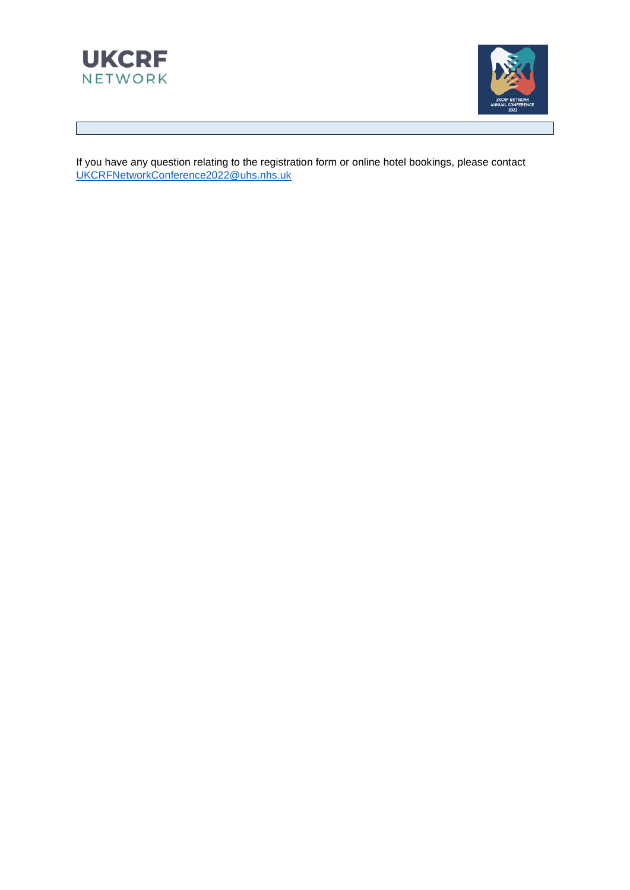If you have any question relating to the registration form or online hotel bookings, please contact UKCRFNetworkConference2022@uhs.nhs.uk